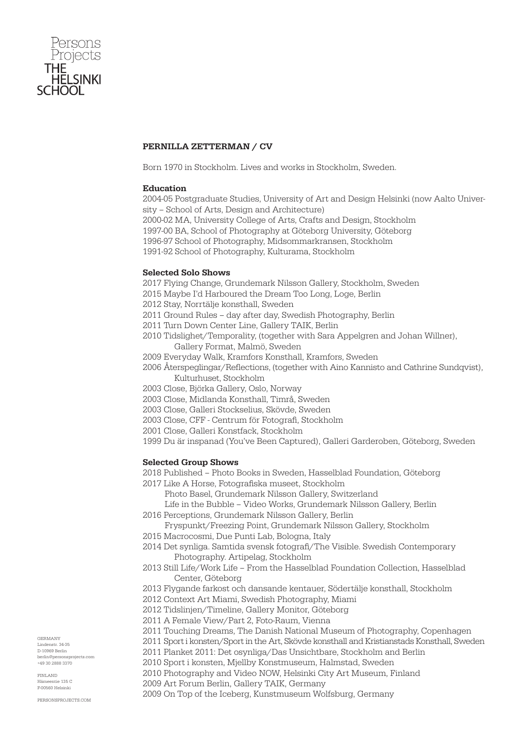Persons Projects
THE HELSINKI SCHOOL

## PERNILLA ZETTERMAN / CV

Born 1970 in Stockholm. Lives and works in Stockholm, Sweden.

### Education

2004-05 Postgraduate Studies, University of Art and Design Helsinki (now Aalto University – School of Arts, Design and Architecture)
2000-02 MA, University College of Arts, Crafts and Design, Stockholm
1997-00 BA, School of Photography at Göteborg University, Göteborg
1996-97 School of Photography, Midsommarkransen, Stockholm
1991-92 School of Photography, Kulturama, Stockholm

### Selected Solo Shows

2017 Flying Change, Grundemark Nilsson Gallery, Stockholm, Sweden
2015 Maybe I'd Harboured the Dream Too Long, Loge, Berlin
2012 Stay, Norrtälje konsthall, Sweden
2011 Ground Rules – day after day, Swedish Photography, Berlin
2011 Turn Down Center Line, Gallery TAIK, Berlin
2010 Tidslighet/Temporality, (together with Sara Appelgren and Johan Willner), Gallery Format, Malmö, Sweden
2009 Everyday Walk, Kramfors Konsthall, Kramfors, Sweden
2006 Återspeglingar/Reflections, (together with Aino Kannisto and Cathrine Sundqvist), Kulturhuset, Stockholm
2003 Close, Björka Gallery, Oslo, Norway
2003 Close, Midlanda Konsthall, Timrå, Sweden
2003 Close, Galleri Stockselius, Skövde, Sweden
2003 Close, CFF - Centrum för Fotografi, Stockholm
2001 Close, Galleri Konstfack, Stockholm
1999 Du är inspanad (You've Been Captured), Galleri Garderoben, Göteborg, Sweden

### Selected Group Shows

2018 Published – Photo Books in Sweden, Hasselblad Foundation, Göteborg
2017 Like A Horse, Fotografiska museet, Stockholm
Photo Basel, Grundemark Nilsson Gallery, Switzerland
Life in the Bubble – Video Works, Grundemark Nilsson Gallery, Berlin
2016 Perceptions, Grundemark Nilsson Gallery, Berlin
Fryspunkt/Freezing Point, Grundemark Nilsson Gallery, Stockholm
2015 Macrocosmi, Due Punti Lab, Bologna, Italy
2014 Det synliga. Samtida svensk fotografi/The Visible. Swedish Contemporary Photography. Artipelag, Stockholm
2013 Still Life/Work Life – From the Hasselblad Foundation Collection, Hasselblad Center, Göteborg
2013 Flygande farkost och dansande kentauer, Södertälje konsthall, Stockholm
2012 Context Art Miami, Swedish Photography, Miami
2012 Tidslinjen/Timeline, Gallery Monitor, Göteborg
2011 A Female View/Part 2, Foto-Raum, Vienna
2011 Touching Dreams, The Danish National Museum of Photography, Copenhagen
2011 Sport i konsten/Sport in the Art, Skövde konsthall and Kristianstads Konsthall, Sweden
2011 Planket 2011: Det osynliga/Das Unsichtbare, Stockholm and Berlin
2010 Sport i konsten, Mjellby Konstmuseum, Halmstad, Sweden
2010 Photography and Video NOW, Helsinki City Art Museum, Finland
2009 Art Forum Berlin, Gallery TAIK, Germany
2009 On Top of the Iceberg, Kunstmuseum Wolfsburg, Germany

GERMANY
Lindenstr. 34-35
D-10969 Berlin
berlin@personsprojects.com
+49 30 2888 3370

FINLAND
Hämeentie 135 C
F-00560 Helsinki

PERSONSPROJECTS.COM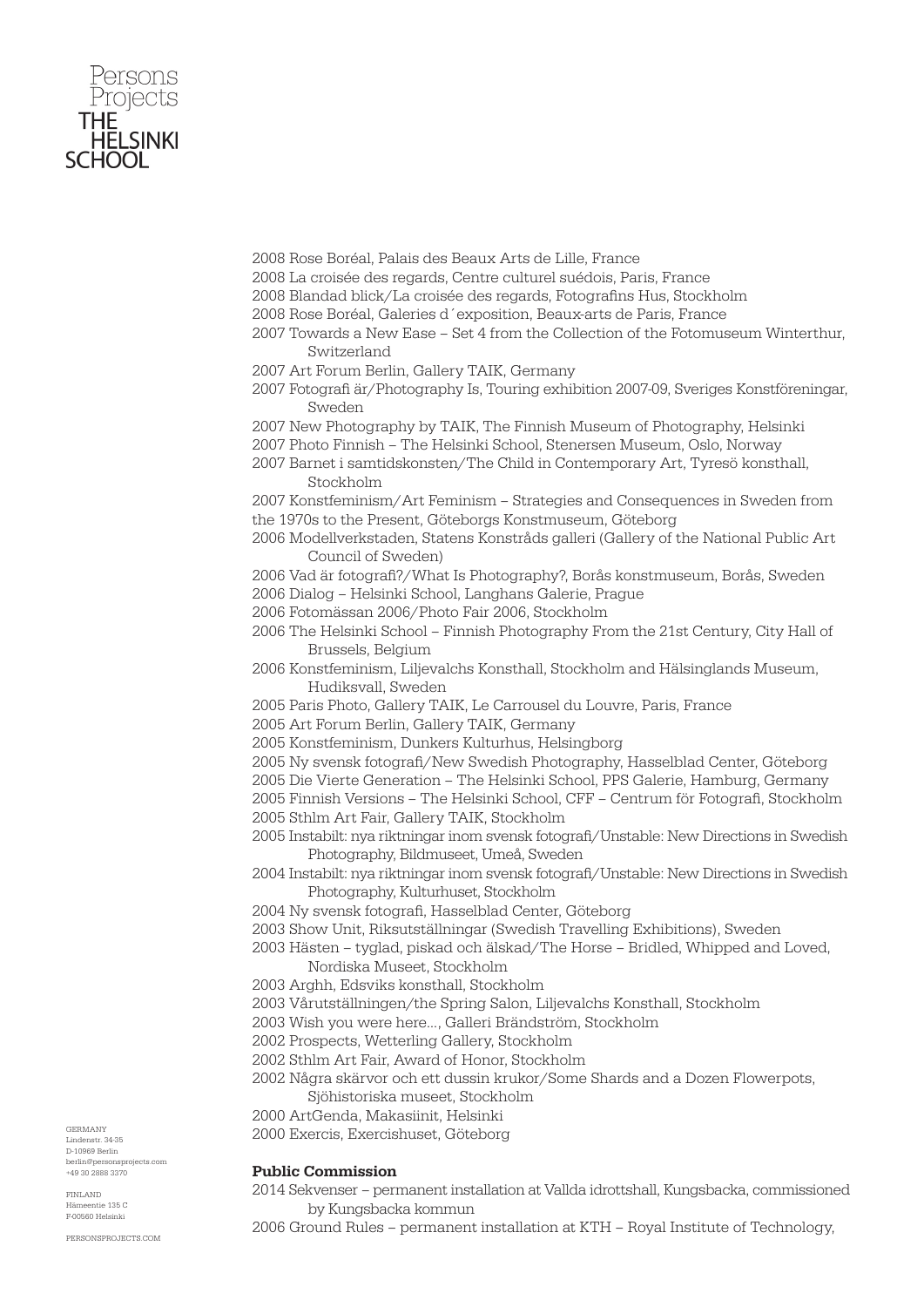2008 Rose Boréal, Palais des Beaux Arts de Lille, France
2008 La croisée des regards, Centre culturel suédois, Paris, France
2008 Blandad blick/La croisée des regards, Fotografins Hus, Stockholm
2008 Rose Boréal, Galeries d´exposition, Beaux-arts de Paris, France
2007 Towards a New Ease – Set 4 from the Collection of the Fotomuseum Winterthur, Switzerland
2007 Art Forum Berlin, Gallery TAIK, Germany
2007 Fotografi är/Photography Is, Touring exhibition 2007-09, Sveriges Konstföreningar, Sweden
2007 New Photography by TAIK, The Finnish Museum of Photography, Helsinki
2007 Photo Finnish – The Helsinki School, Stenersen Museum, Oslo, Norway
2007 Barnet i samtidskonsten/The Child in Contemporary Art, Tyresö konsthall, Stockholm
2007 Konstfeminism/Art Feminism – Strategies and Consequences in Sweden from the 1970s to the Present, Göteborgs Konstmuseum, Göteborg
2006 Modellverkstaden, Statens Konstråds galleri (Gallery of the National Public Art Council of Sweden)
2006 Vad är fotografi?/What Is Photography?, Borås konstmuseum, Borås, Sweden
2006 Dialog – Helsinki School, Langhans Galerie, Prague
2006 Fotomässan 2006/Photo Fair 2006, Stockholm
2006 The Helsinki School – Finnish Photography From the 21st Century, City Hall of Brussels, Belgium
2006 Konstfeminism, Liljevalchs Konsthall, Stockholm and Hälsinglands Museum, Hudiksvall, Sweden
2005 Paris Photo, Gallery TAIK, Le Carrousel du Louvre, Paris, France
2005 Art Forum Berlin, Gallery TAIK, Germany
2005 Konstfeminism, Dunkers Kulturhus, Helsingborg
2005 Ny svensk fotografi/New Swedish Photography, Hasselblad Center, Göteborg
2005 Die Vierte Generation – The Helsinki School, PPS Galerie, Hamburg, Germany
2005 Finnish Versions – The Helsinki School, CFF – Centrum för Fotografi, Stockholm
2005 Sthlm Art Fair, Gallery TAIK, Stockholm
2005 Instabilt: nya riktningar inom svensk fotografi/Unstable: New Directions in Swedish Photography, Bildmuseet, Umeå, Sweden
2004 Instabilt: nya riktningar inom svensk fotografi/Unstable: New Directions in Swedish Photography, Kulturhuset, Stockholm
2004 Ny svensk fotografi, Hasselblad Center, Göteborg
2003 Show Unit, Riksutställningar (Swedish Travelling Exhibitions), Sweden
2003 Hästen – tyglad, piskad och älskad/The Horse – Bridled, Whipped and Loved, Nordiska Museet, Stockholm
2003 Arghh, Edsviks konsthall, Stockholm
2003 Vårutställningen/the Spring Salon, Liljevalchs Konsthall, Stockholm
2003 Wish you were here..., Galleri Brändström, Stockholm
2002 Prospects, Wetterling Gallery, Stockholm
2002 Sthlm Art Fair, Award of Honor, Stockholm
2002 Några skärvor och ett dussin krukor/Some Shards and a Dozen Flowerpots, Sjöhistoriska museet, Stockholm
2000 ArtGenda, Makasiinit, Helsinki
2000 Exercis, Exercishuset, Göteborg

**Public Commission**

2014 Sekvenser – permanent installation at Vallda idrottshall, Kungsbacka, commissioned by Kungsbacka kommun
2006 Ground Rules – permanent installation at KTH – Royal Institute of Technology,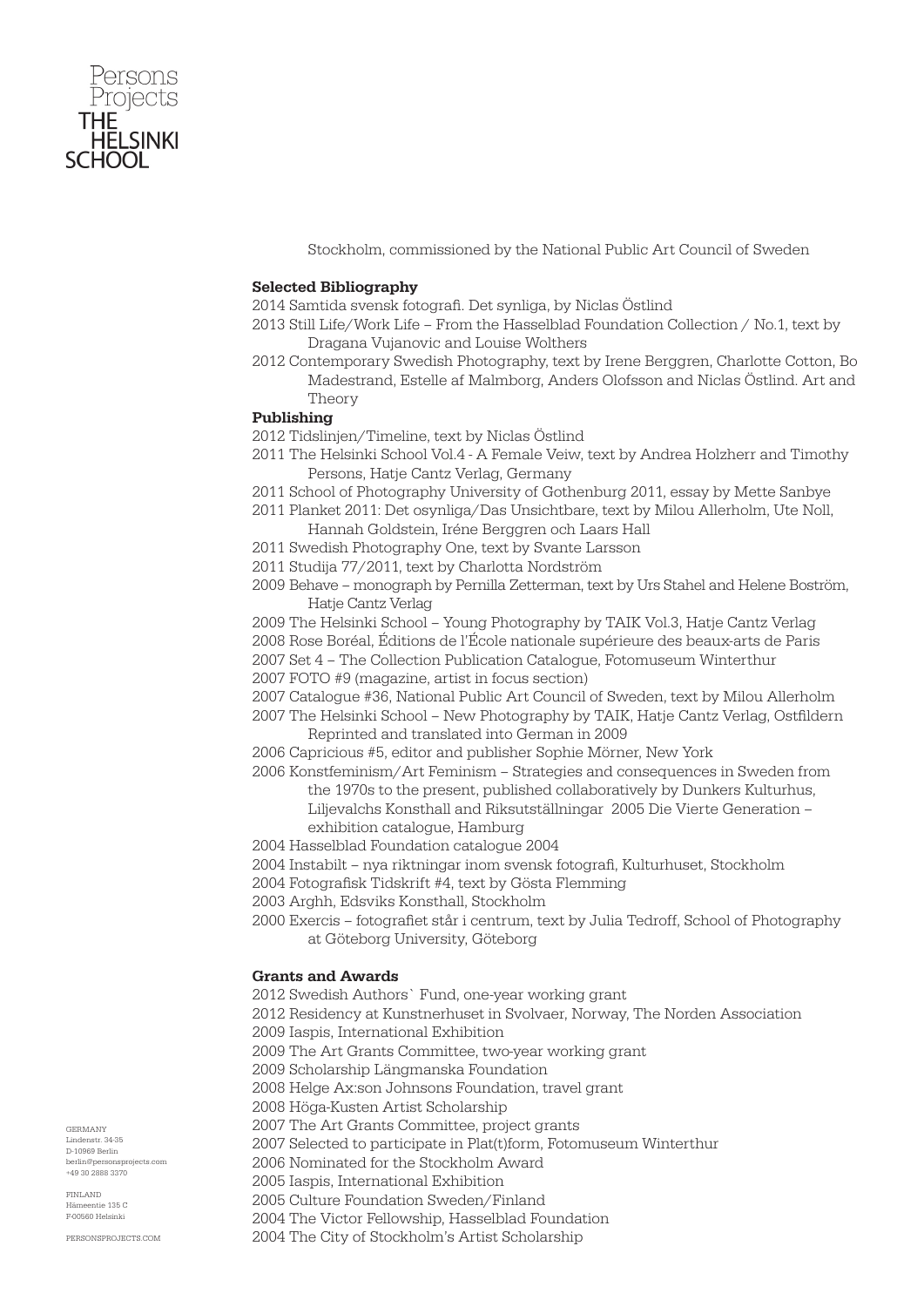Stockholm, commissioned by the National Public Art Council of Sweden

**Selected Bibliography**

2014 Samtida svensk fotografi. Det synliga, by Niclas Östlind
2013 Still Life/Work Life – From the Hasselblad Foundation Collection / No.1, text by Dragana Vujanovic and Louise Wolthers
2012 Contemporary Swedish Photography, text by Irene Berggren, Charlotte Cotton, Bo Madestrand, Estelle af Malmborg, Anders Olofsson and Niclas Östlind. Art and Theory

**Publishing**

2012 Tidslinjen/Timeline, text by Niclas Östlind
2011 The Helsinki School Vol.4 - A Female Veiw, text by Andrea Holzherr and Timothy Persons, Hatje Cantz Verlag, Germany
2011 School of Photography University of Gothenburg 2011, essay by Mette Sanbye
2011 Planket 2011: Det osynliga/Das Unsichtbare, text by Milou Allerholm, Ute Noll, Hannah Goldstein, Iréne Berggren och Laars Hall
2011 Swedish Photography One, text by Svante Larsson
2011 Studija 77/2011, text by Charlotta Nordström
2009 Behave – monograph by Pernilla Zetterman, text by Urs Stahel and Helene Boström, Hatje Cantz Verlag
2009 The Helsinki School – Young Photography by TAIK Vol.3, Hatje Cantz Verlag
2008 Rose Boréal, Éditions de l'École nationale supérieure des beaux-arts de Paris
2007 Set 4 – The Collection Publication Catalogue, Fotomuseum Winterthur
2007 FOTO #9 (magazine, artist in focus section)
2007 Catalogue #36, National Public Art Council of Sweden, text by Milou Allerholm
2007 The Helsinki School – New Photography by TAIK, Hatje Cantz Verlag, Ostfildern Reprinted and translated into German in 2009
2006 Capricious #5, editor and publisher Sophie Mörner, New York
2006 Konstfeminism/Art Feminism – Strategies and consequences in Sweden from the 1970s to the present, published collaboratively by Dunkers Kulturhus, Liljevalchs Konsthall and Riksutställningar 2005 Die Vierte Generation – exhibition catalogue, Hamburg
2004 Hasselblad Foundation catalogue 2004
2004 Instabilt – nya riktningar inom svensk fotografi, Kulturhuset, Stockholm
2004 Fotografisk Tidskrift #4, text by Gösta Flemming
2003 Arghh, Edsviks Konsthall, Stockholm
2000 Exercis – fotografiet står i centrum, text by Julia Tedroff, School of Photography at Göteborg University, Göteborg

**Grants and Awards**

2012 Swedish Authors` Fund, one-year working grant
2012 Residency at Kunstnerhuset in Svolvaer, Norway, The Norden Association
2009 Iaspis, International Exhibition
2009 The Art Grants Committee, two-year working grant
2009 Scholarship Längmanska Foundation
2008 Helge Ax:son Johnsons Foundation, travel grant
2008 Höga-Kusten Artist Scholarship
2007 The Art Grants Committee, project grants
2007 Selected to participate in Plat(t)form, Fotomuseum Winterthur
2006 Nominated for the Stockholm Award
2005 Iaspis, International Exhibition
2005 Culture Foundation Sweden/Finland
2004 The Victor Fellowship, Hasselblad Foundation
2004 The City of Stockholm's Artist Scholarship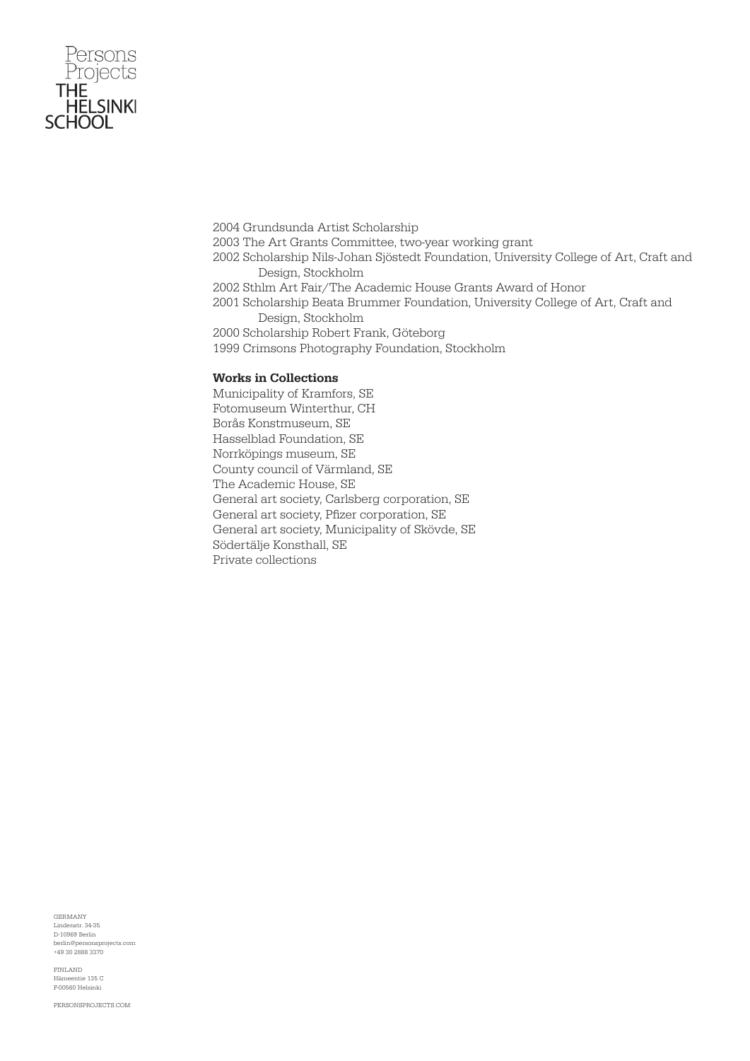2004 Grundsunda Artist Scholarship
2003 The Art Grants Committee, two-year working grant
2002 Scholarship Nils-Johan Sjöstedt Foundation, University College of Art, Craft and Design, Stockholm
2002 Sthlm Art Fair/The Academic House Grants Award of Honor
2001 Scholarship Beata Brummer Foundation, University College of Art, Craft and Design, Stockholm
2000 Scholarship Robert Frank, Göteborg
1999 Crimsons Photography Foundation, Stockholm

**Works in Collections**

Municipality of Kramfors, SE
Fotomuseum Winterthur, CH
Borås Konstmuseum, SE
Hasselblad Foundation, SE
Norrköpings museum, SE
County council of Värmland, SE
The Academic House, SE
General art society, Carlsberg corporation, SE
General art society, Pfizer corporation, SE
General art society, Municipality of Skövde, SE
Södertälje Konsthall, SE
Private collections